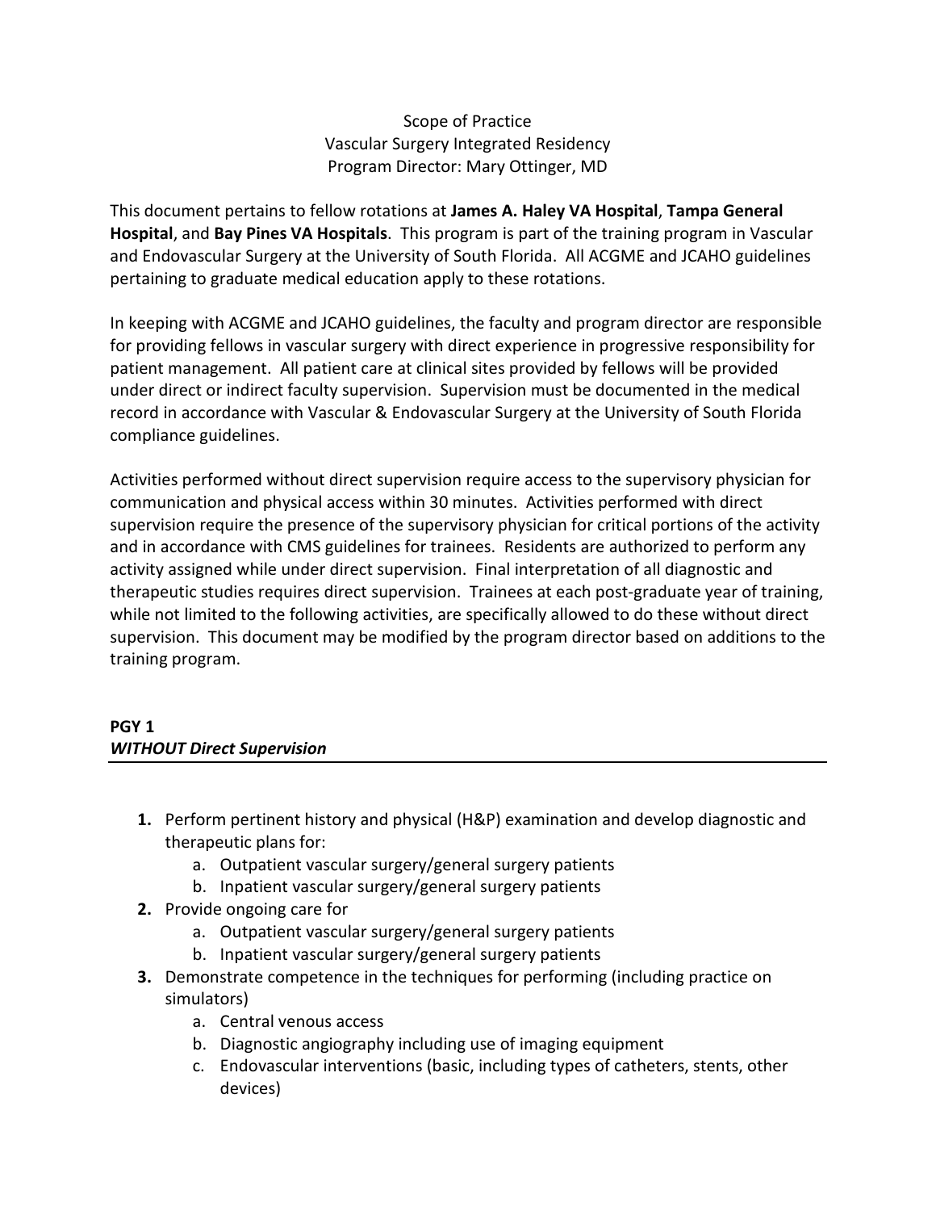# Scope of Practice
## Vascular Surgery Integrated Residency
### Program Director: Mary Ottinger, MD

This document pertains to fellow rotations at **James A. Haley VA Hospital**, **Tampa General Hospital**, and **Bay Pines VA Hospitals**. This program is part of the training program in Vascular and Endovascular Surgery at the University of South Florida. All ACGME and JCAHO guidelines pertaining to graduate medical education apply to these rotations.

In keeping with ACGME and JCAHO guidelines, the faculty and program director are responsible for providing fellows in vascular surgery with direct experience in progressive responsibility for patient management. All patient care at clinical sites provided by fellows will be provided under direct or indirect faculty supervision. Supervision must be documented in the medical record in accordance with Vascular & Endovascular Surgery at the University of South Florida compliance guidelines.

Activities performed without direct supervision require access to the supervisory physician for communication and physical access within 30 minutes. Activities performed with direct supervision require the presence of the supervisory physician for critical portions of the activity and in accordance with CMS guidelines for trainees. Residents are authorized to perform any activity assigned while under direct supervision. Final interpretation of all diagnostic and therapeutic studies requires direct supervision. Trainees at each post-graduate year of training, while not limited to the following activities, are specifically allowed to do these without direct supervision. This document may be modified by the program director based on additions to the training program.

**PGY 1**
***WITHOUT Direct Supervision***

1. Perform pertinent history and physical (H&P) examination and develop diagnostic and therapeutic plans for:
   a. Outpatient vascular surgery/general surgery patients
   b. Inpatient vascular surgery/general surgery patients
2. Provide ongoing care for
   a. Outpatient vascular surgery/general surgery patients
   b. Inpatient vascular surgery/general surgery patients
3. Demonstrate competence in the techniques for performing (including practice on simulators)
   a. Central venous access
   b. Diagnostic angiography including use of imaging equipment
   c. Endovascular interventions (basic, including types of catheters, stents, other devices)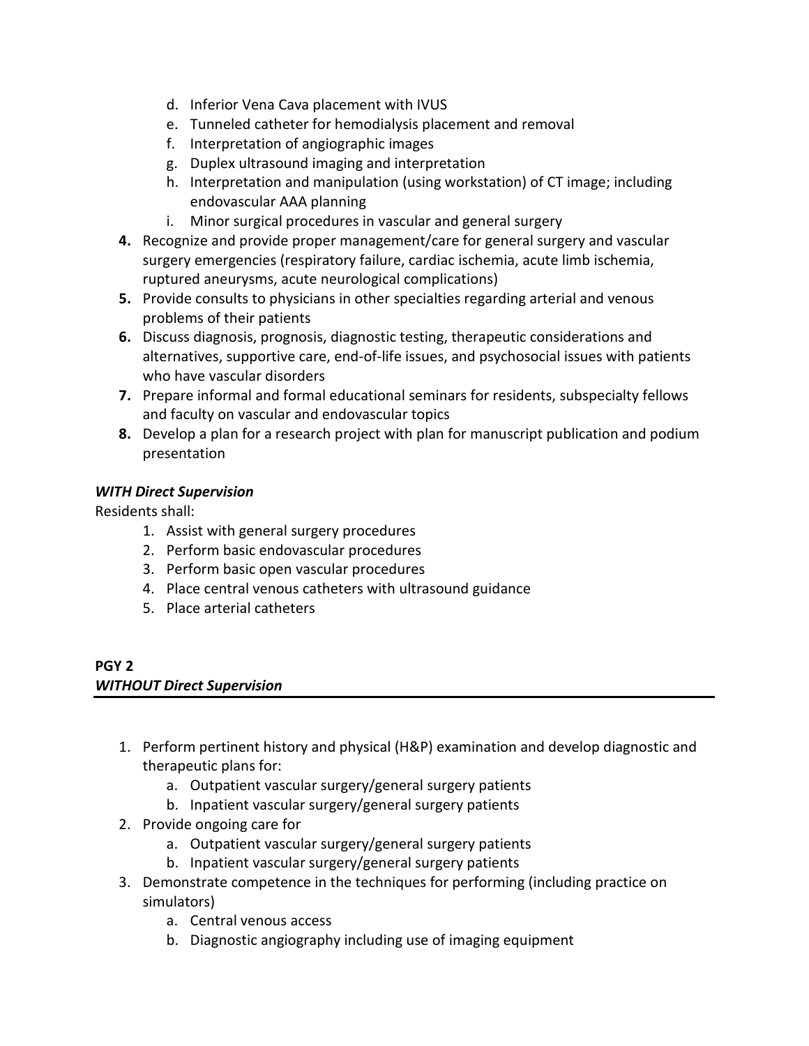d. Inferior Vena Cava placement with IVUS
   e. Tunneled catheter for hemodialysis placement and removal
   f. Interpretation of angiographic images
   g. Duplex ultrasound imaging and interpretation
   h. Interpretation and manipulation (using workstation) of CT image; including endovascular AAA planning
   i. Minor surgical procedures in vascular and general surgery

**4.** Recognize and provide proper management/care for general surgery and vascular surgery emergencies (respiratory failure, cardiac ischemia, acute limb ischemia, ruptured aneurysms, acute neurological complications)

**5.** Provide consults to physicians in other specialties regarding arterial and venous problems of their patients

**6.** Discuss diagnosis, prognosis, diagnostic testing, therapeutic considerations and alternatives, supportive care, end-of-life issues, and psychosocial issues with patients who have vascular disorders

**7.** Prepare informal and formal educational seminars for residents, subspecialty fellows and faculty on vascular and endovascular topics

**8.** Develop a plan for a research project with plan for manuscript publication and podium presentation

***WITH Direct Supervision***

Residents shall:

1. Assist with general surgery procedures
2. Perform basic endovascular procedures
3. Perform basic open vascular procedures
4. Place central venous catheters with ultrasound guidance
5. Place arterial catheters

**PGY 2**

***WITHOUT Direct Supervision***

1. Perform pertinent history and physical (H&P) examination and develop diagnostic and therapeutic plans for:
   a. Outpatient vascular surgery/general surgery patients
   b. Inpatient vascular surgery/general surgery patients
2. Provide ongoing care for
   a. Outpatient vascular surgery/general surgery patients
   b. Inpatient vascular surgery/general surgery patients
3. Demonstrate competence in the techniques for performing (including practice on simulators)
   a. Central venous access
   b. Diagnostic angiography including use of imaging equipment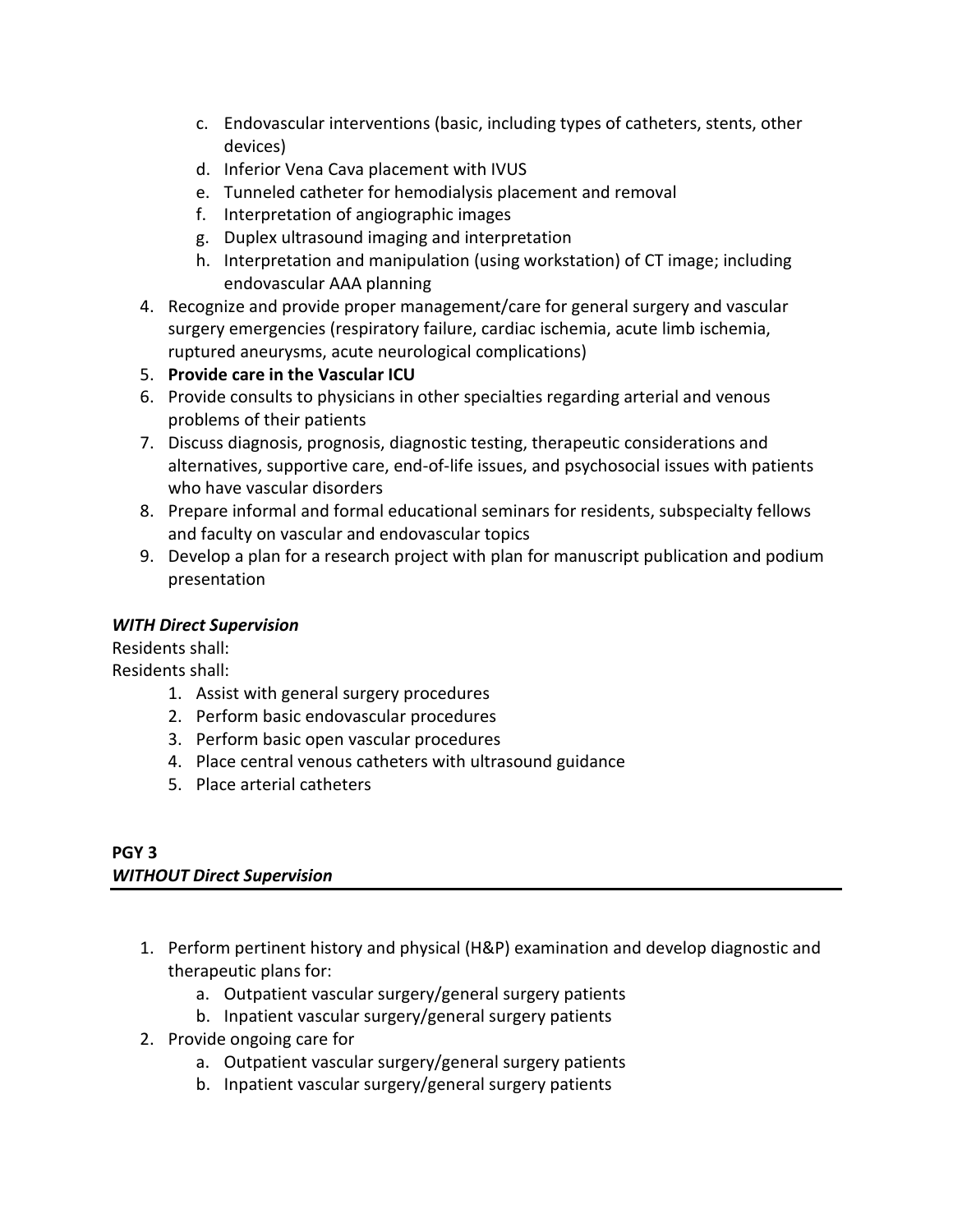c. Endovascular interventions (basic, including types of catheters, stents, other devices)
   d. Inferior Vena Cava placement with IVUS
   e. Tunneled catheter for hemodialysis placement and removal
   f. Interpretation of angiographic images
   g. Duplex ultrasound imaging and interpretation
   h. Interpretation and manipulation (using workstation) of CT image; including endovascular AAA planning
4. Recognize and provide proper management/care for general surgery and vascular surgery emergencies (respiratory failure, cardiac ischemia, acute limb ischemia, ruptured aneurysms, acute neurological complications)
5. **Provide care in the Vascular ICU**
6. Provide consults to physicians in other specialties regarding arterial and venous problems of their patients
7. Discuss diagnosis, prognosis, diagnostic testing, therapeutic considerations and alternatives, supportive care, end-of-life issues, and psychosocial issues with patients who have vascular disorders
8. Prepare informal and formal educational seminars for residents, subspecialty fellows and faculty on vascular and endovascular topics
9. Develop a plan for a research project with plan for manuscript publication and podium presentation

***WITH Direct Supervision***

Residents shall:

Residents shall:

1. Assist with general surgery procedures
2. Perform basic endovascular procedures
3. Perform basic open vascular procedures
4. Place central venous catheters with ultrasound guidance
5. Place arterial catheters

**PGY 3**

***WITHOUT Direct Supervision***

1. Perform pertinent history and physical (H&P) examination and develop diagnostic and therapeutic plans for:
   a. Outpatient vascular surgery/general surgery patients
   b. Inpatient vascular surgery/general surgery patients
2. Provide ongoing care for
   a. Outpatient vascular surgery/general surgery patients
   b. Inpatient vascular surgery/general surgery patients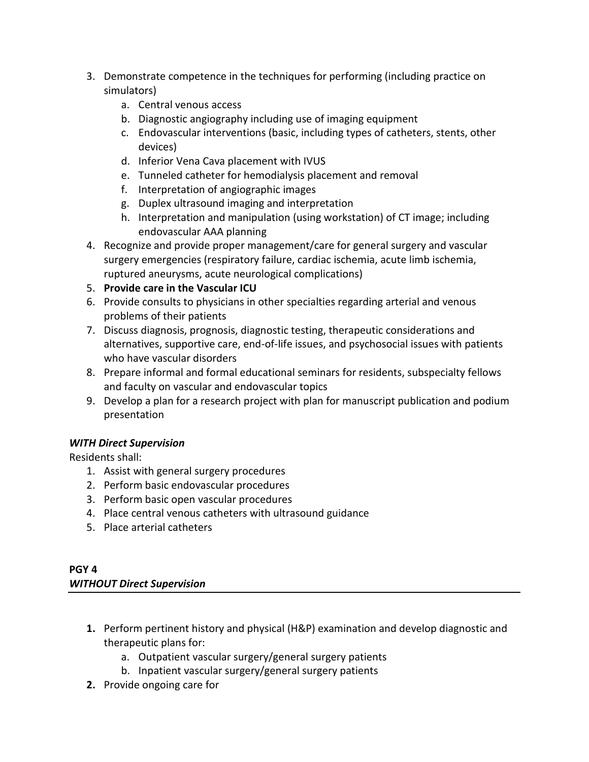3. Demonstrate competence in the techniques for performing (including practice on simulators)
    a. Central venous access
    b. Diagnostic angiography including use of imaging equipment
    c. Endovascular interventions (basic, including types of catheters, stents, other devices)
    d. Inferior Vena Cava placement with IVUS
    e. Tunneled catheter for hemodialysis placement and removal
    f. Interpretation of angiographic images
    g. Duplex ultrasound imaging and interpretation
    h. Interpretation and manipulation (using workstation) of CT image; including endovascular AAA planning
4. Recognize and provide proper management/care for general surgery and vascular surgery emergencies (respiratory failure, cardiac ischemia, acute limb ischemia, ruptured aneurysms, acute neurological complications)
5. **Provide care in the Vascular ICU**
6. Provide consults to physicians in other specialties regarding arterial and venous problems of their patients
7. Discuss diagnosis, prognosis, diagnostic testing, therapeutic considerations and alternatives, supportive care, end-of-life issues, and psychosocial issues with patients who have vascular disorders
8. Prepare informal and formal educational seminars for residents, subspecialty fellows and faculty on vascular and endovascular topics
9. Develop a plan for a research project with plan for manuscript publication and podium presentation

***WITH Direct Supervision***

Residents shall:

1. Assist with general surgery procedures
2. Perform basic endovascular procedures
3. Perform basic open vascular procedures
4. Place central venous catheters with ultrasound guidance
5. Place arterial catheters

**PGY 4**

***WITHOUT Direct Supervision***

1. Perform pertinent history and physical (H&P) examination and develop diagnostic and therapeutic plans for:
    a. Outpatient vascular surgery/general surgery patients
    b. Inpatient vascular surgery/general surgery patients
2. Provide ongoing care for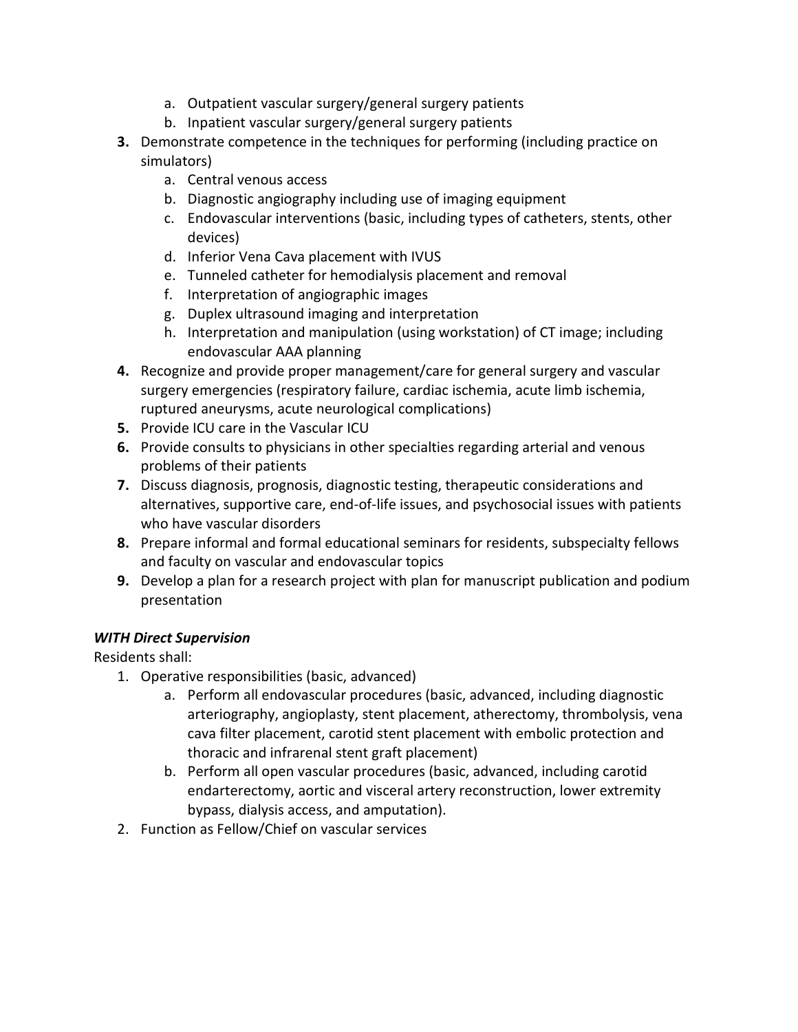a. Outpatient vascular surgery/general surgery patients
   b. Inpatient vascular surgery/general surgery patients

3. Demonstrate competence in the techniques for performing (including practice on simulators)
   a. Central venous access
   b. Diagnostic angiography including use of imaging equipment
   c. Endovascular interventions (basic, including types of catheters, stents, other devices)
   d. Inferior Vena Cava placement with IVUS
   e. Tunneled catheter for hemodialysis placement and removal
   f. Interpretation of angiographic images
   g. Duplex ultrasound imaging and interpretation
   h. Interpretation and manipulation (using workstation) of CT image; including endovascular AAA planning
4. Recognize and provide proper management/care for general surgery and vascular surgery emergencies (respiratory failure, cardiac ischemia, acute limb ischemia, ruptured aneurysms, acute neurological complications)
5. Provide ICU care in the Vascular ICU
6. Provide consults to physicians in other specialties regarding arterial and venous problems of their patients
7. Discuss diagnosis, prognosis, diagnostic testing, therapeutic considerations and alternatives, supportive care, end-of-life issues, and psychosocial issues with patients who have vascular disorders
8. Prepare informal and formal educational seminars for residents, subspecialty fellows and faculty on vascular and endovascular topics
9. Develop a plan for a research project with plan for manuscript publication and podium presentation

***WITH Direct Supervision***

Residents shall:

1. Operative responsibilities (basic, advanced)
   a. Perform all endovascular procedures (basic, advanced, including diagnostic arteriography, angioplasty, stent placement, atherectomy, thrombolysis, vena cava filter placement, carotid stent placement with embolic protection and thoracic and infrarenal stent graft placement)
   b. Perform all open vascular procedures (basic, advanced, including carotid endarterectomy, aortic and visceral artery reconstruction, lower extremity bypass, dialysis access, and amputation).
2. Function as Fellow/Chief on vascular services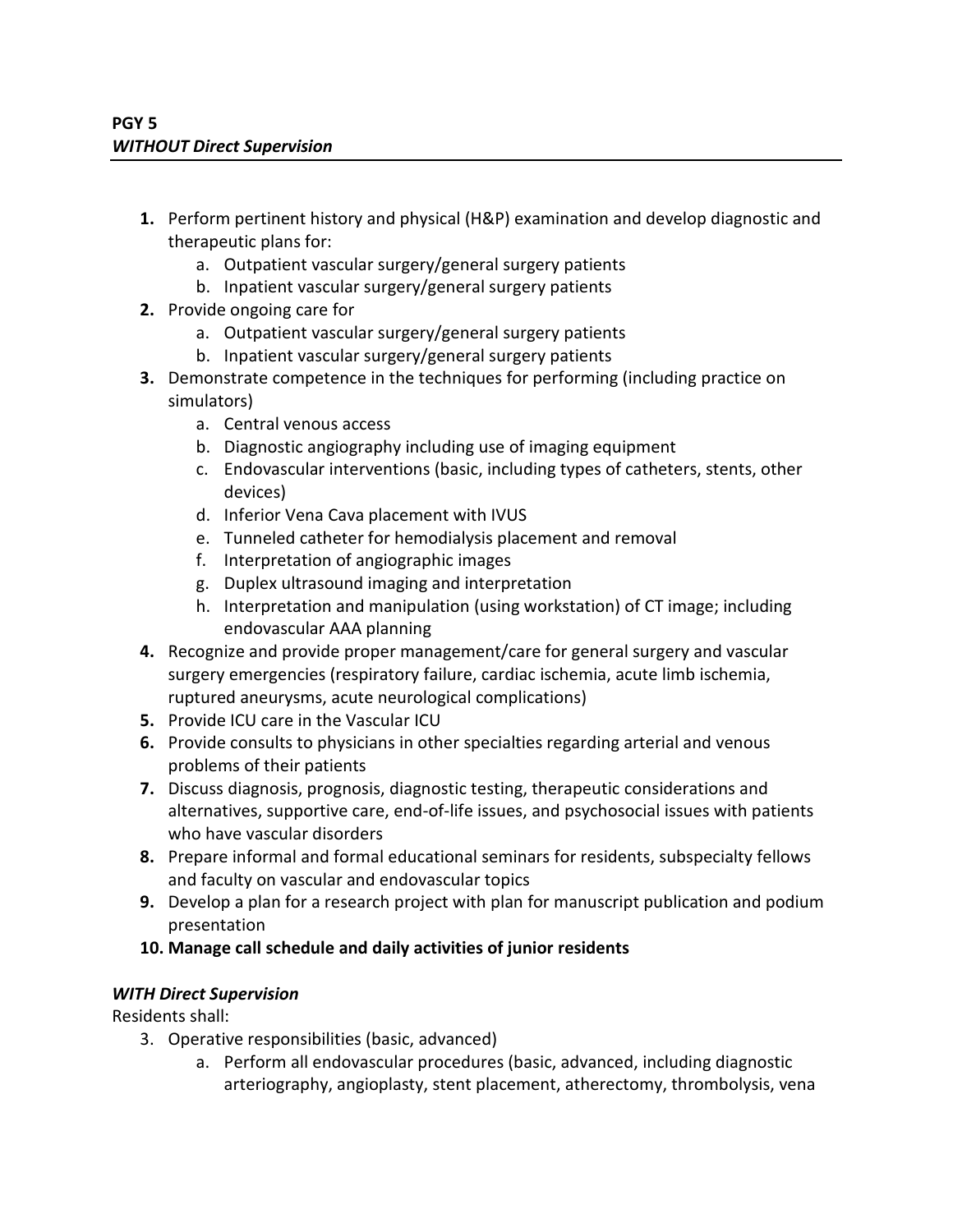**PGY 5**
***WITHOUT Direct Supervision***

1. Perform pertinent history and physical (H&P) examination and develop diagnostic and therapeutic plans for:
    a. Outpatient vascular surgery/general surgery patients
    b. Inpatient vascular surgery/general surgery patients
2. Provide ongoing care for
    a. Outpatient vascular surgery/general surgery patients
    b. Inpatient vascular surgery/general surgery patients
3. Demonstrate competence in the techniques for performing (including practice on simulators)
    a. Central venous access
    b. Diagnostic angiography including use of imaging equipment
    c. Endovascular interventions (basic, including types of catheters, stents, other devices)
    d. Inferior Vena Cava placement with IVUS
    e. Tunneled catheter for hemodialysis placement and removal
    f. Interpretation of angiographic images
    g. Duplex ultrasound imaging and interpretation
    h. Interpretation and manipulation (using workstation) of CT image; including endovascular AAA planning
4. Recognize and provide proper management/care for general surgery and vascular surgery emergencies (respiratory failure, cardiac ischemia, acute limb ischemia, ruptured aneurysms, acute neurological complications)
5. Provide ICU care in the Vascular ICU
6. Provide consults to physicians in other specialties regarding arterial and venous problems of their patients
7. Discuss diagnosis, prognosis, diagnostic testing, therapeutic considerations and alternatives, supportive care, end-of-life issues, and psychosocial issues with patients who have vascular disorders
8. Prepare informal and formal educational seminars for residents, subspecialty fellows and faculty on vascular and endovascular topics
9. Develop a plan for a research project with plan for manuscript publication and podium presentation
10. **Manage call schedule and daily activities of junior residents**

***WITH Direct Supervision***
Residents shall:

3. Operative responsibilities (basic, advanced)
    a. Perform all endovascular procedures (basic, advanced, including diagnostic arteriography, angioplasty, stent placement, atherectomy, thrombolysis, vena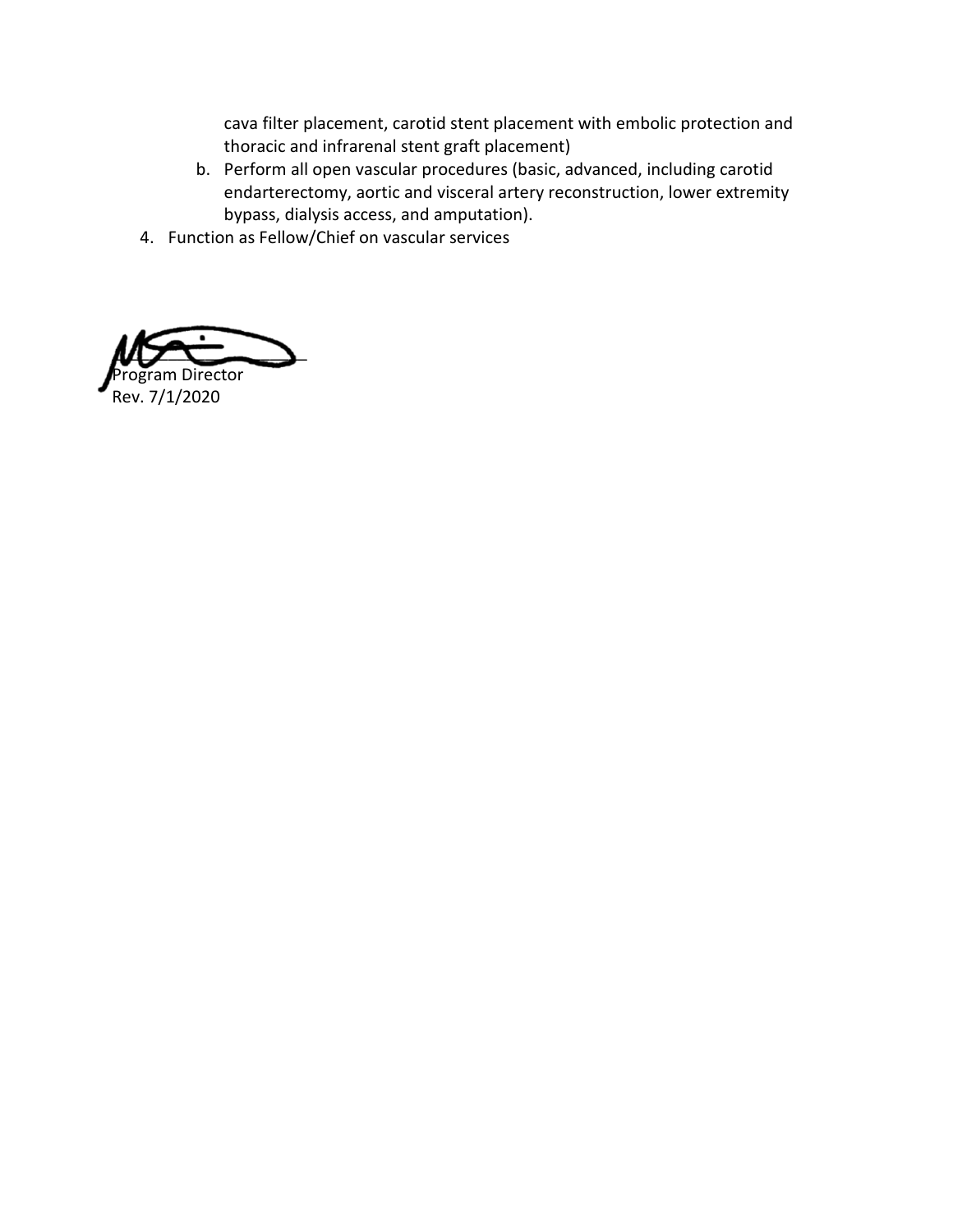cava filter placement, carotid stent placement with embolic protection and thoracic and infrarenal stent graft placement)

   b. Perform all open vascular procedures (basic, advanced, including carotid endarterectomy, aortic and visceral artery reconstruction, lower extremity bypass, dialysis access, and amputation).

4. Function as Fellow/Chief on vascular services

\_\_\_\_\_\_\_\_\_\_\_\_\_\_\_\_\_\_\_\_\_\_\_\_

Program Director

Rev. 7/1/2020